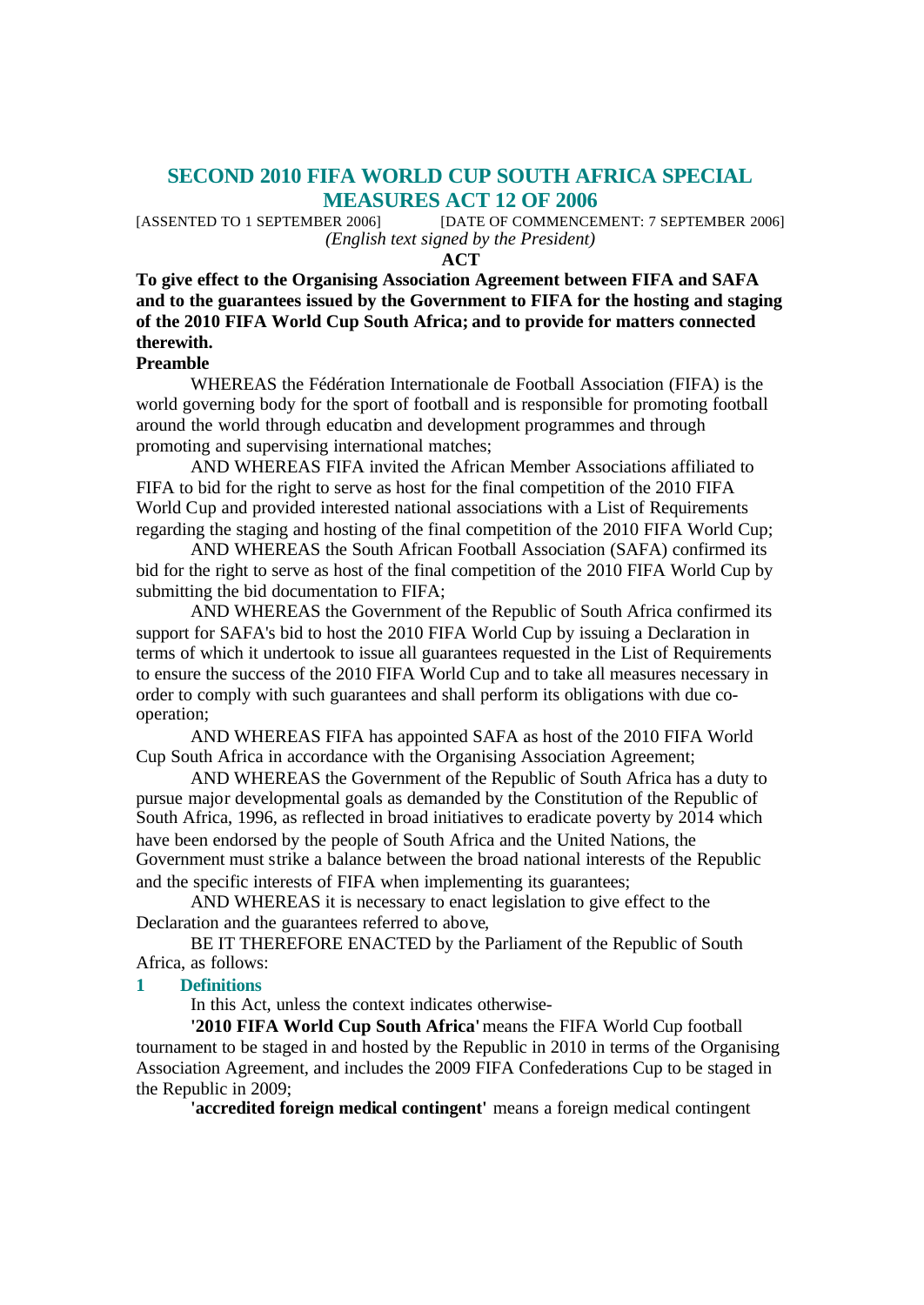# SECOND 2010 FIFA WORLD CUP SOUTH AFRICA SPECIAL MEASURES ACT 12 OF 2006

[ASSENTED TO 1 SEPTEMBER 2006] [DATE OF COMMENCEMENT: 7 SEPTEMBER 2006]

*(English text signed by the President)*

**ACT**

**To give effect to the Organising Association Agreement between FIFA and SAFA and to the guarantees issued by the Government to FIFA for the hosting and staging of the 2010 FIFA World Cup South Africa; and to provide for matters connected therewith.**

**Preamble**

WHEREAS the Fédération Internationale de Football Association (FIFA) is the world governing body for the sport of football and is responsible for promoting football around the world through education and development programmes and through promoting and supervising international matches;

AND WHEREAS FIFA invited the African Member Associations affiliated to FIFA to bid for the right to serve as host for the final competition of the 2010 FIFA World Cup and provided interested national associations with a List of Requirements regarding the staging and hosting of the final competition of the 2010 FIFA World Cup;

AND WHEREAS the South African Football Association (SAFA) confirmed its bid for the right to serve as host of the final competition of the 2010 FIFA World Cup by submitting the bid documentation to FIFA;

AND WHEREAS the Government of the Republic of South Africa confirmed its support for SAFA's bid to host the 2010 FIFA World Cup by issuing a Declaration in terms of which it undertook to issue all guarantees requested in the List of Requirements to ensure the success of the 2010 FIFA World Cup and to take all measures necessary in order to comply with such guarantees and shall perform its obligations with due co-operation;

AND WHEREAS FIFA has appointed SAFA as host of the 2010 FIFA World Cup South Africa in accordance with the Organising Association Agreement;

AND WHEREAS the Government of the Republic of South Africa has a duty to pursue major developmental goals as demanded by the Constitution of the Republic of South Africa, 1996, as reflected in broad initiatives to eradicate poverty by 2014 which have been endorsed by the people of South Africa and the United Nations, the Government must strike a balance between the broad national interests of the Republic and the specific interests of FIFA when implementing its guarantees;

AND WHEREAS it is necessary to enact legislation to give effect to the Declaration and the guarantees referred to above,

BE IT THEREFORE ENACTED by the Parliament of the Republic of South Africa, as follows:

## 1 Definitions

In this Act, unless the context indicates otherwise-

**'2010 FIFA World Cup South Africa'** means the FIFA World Cup football tournament to be staged in and hosted by the Republic in 2010 in terms of the Organising Association Agreement, and includes the 2009 FIFA Confederations Cup to be staged in the Republic in 2009;

**'accredited foreign medical contingent'** means a foreign medical contingent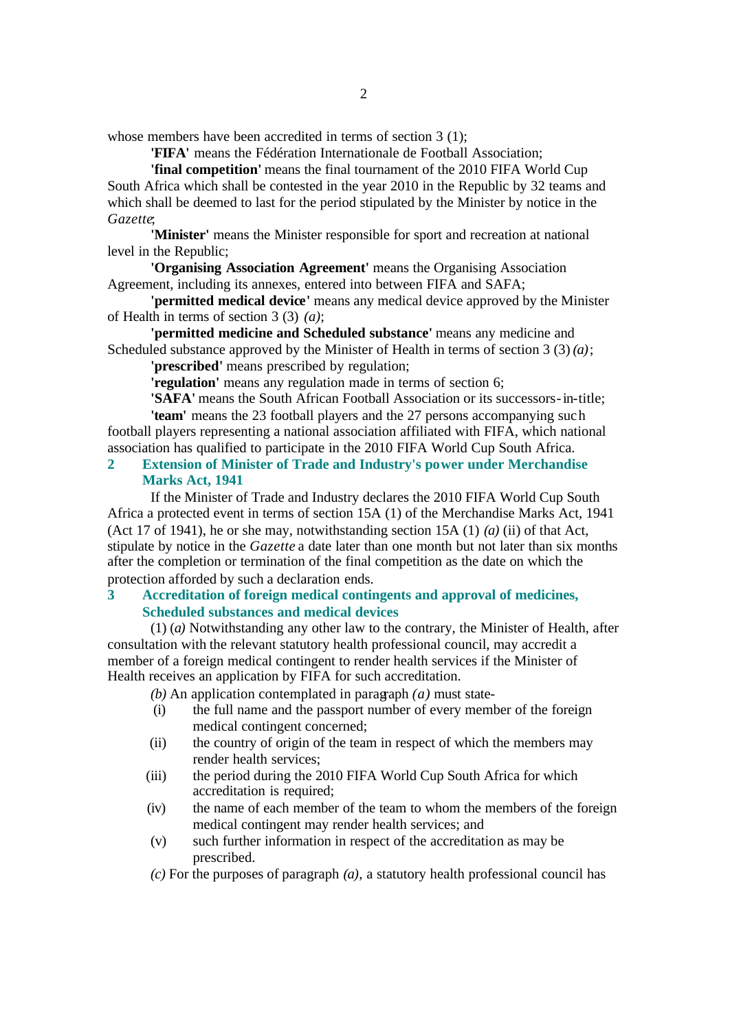whose members have been accredited in terms of section 3 (1);

**'FIFA'** means the Fédération Internationale de Football Association;

**'final competition'** means the final tournament of the 2010 FIFA World Cup South Africa which shall be contested in the year 2010 in the Republic by 32 teams and which shall be deemed to last for the period stipulated by the Minister by notice in the *Gazette*;

**'Minister'** means the Minister responsible for sport and recreation at national level in the Republic;

**'Organising Association Agreement'** means the Organising Association Agreement, including its annexes, entered into between FIFA and SAFA;

**'permitted medical device'** means any medical device approved by the Minister of Health in terms of section 3 (3) *(a)*;

**'permitted medicine and Scheduled substance'** means any medicine and Scheduled substance approved by the Minister of Health in terms of section 3 (3) *(a)*;

**'prescribed'** means prescribed by regulation;

**'regulation'** means any regulation made in terms of section 6;

**'SAFA'** means the South African Football Association or its successors-in-title;

**'team'** means the 23 football players and the 27 persons accompanying such football players representing a national association affiliated with FIFA, which national association has qualified to participate in the 2010 FIFA World Cup South Africa.

## 2 Extension of Minister of Trade and Industry's power under Merchandise Marks Act, 1941

If the Minister of Trade and Industry declares the 2010 FIFA World Cup South Africa a protected event in terms of section 15A (1) of the Merchandise Marks Act, 1941 (Act 17 of 1941), he or she may, notwithstanding section 15A (1) *(a)* (ii) of that Act, stipulate by notice in the *Gazette* a date later than one month but not later than six months after the completion or termination of the final competition as the date on which the protection afforded by such a declaration ends.

## 3 Accreditation of foreign medical contingents and approval of medicines, Scheduled substances and medical devices

(1) *(a)* Notwithstanding any other law to the contrary, the Minister of Health, after consultation with the relevant statutory health professional council, may accredit a member of a foreign medical contingent to render health services if the Minister of Health receives an application by FIFA for such accreditation.

*(b)* An application contemplated in paragraph *(a)* must state-

- (i) the full name and the passport number of every member of the foreign medical contingent concerned;
- (ii) the country of origin of the team in respect of which the members may render health services;
- (iii) the period during the 2010 FIFA World Cup South Africa for which accreditation is required;
- (iv) the name of each member of the team to whom the members of the foreign medical contingent may render health services; and
- (v) such further information in respect of the accreditation as may be prescribed.

*(c)* For the purposes of paragraph *(a)*, a statutory health professional council has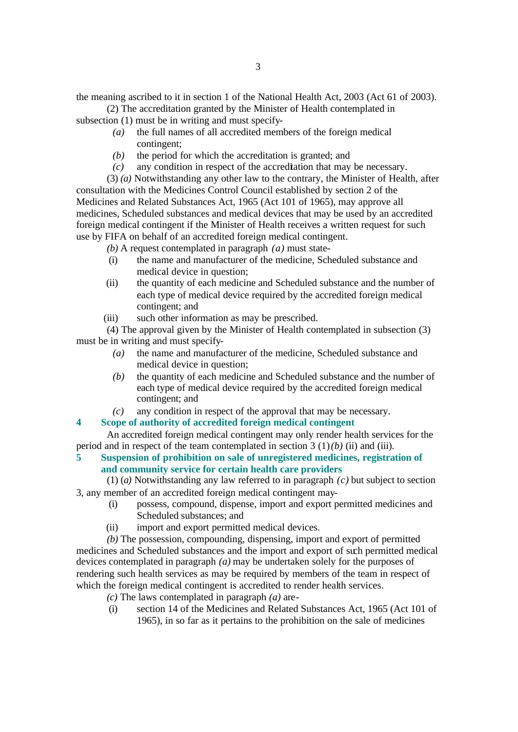the meaning ascribed to it in section 1 of the National Health Act, 2003 (Act 61 of 2003).

(2) The accreditation granted by the Minister of Health contemplated in subsection (1) must be in writing and must specify-

*(a)* the full names of all accredited members of the foreign medical contingent;

*(b)* the period for which the accreditation is granted; and

*(c)* any condition in respect of the accreditation that may be necessary.

(3) *(a)* Notwithstanding any other law to the contrary, the Minister of Health, after consultation with the Medicines Control Council established by section 2 of the Medicines and Related Substances Act, 1965 (Act 101 of 1965), may approve all medicines, Scheduled substances and medical devices that may be used by an accredited foreign medical contingent if the Minister of Health receives a written request for such use by FIFA on behalf of an accredited foreign medical contingent.

*(b)* A request contemplated in paragraph *(a)* must state-

(i) the name and manufacturer of the medicine, Scheduled substance and medical device in question;

(ii) the quantity of each medicine and Scheduled substance and the number of each type of medical device required by the accredited foreign medical contingent; and

(iii) such other information as may be prescribed.

(4) The approval given by the Minister of Health contemplated in subsection (3) must be in writing and must specify-

*(a)* the name and manufacturer of the medicine, Scheduled substance and medical device in question;

*(b)* the quantity of each medicine and Scheduled substance and the number of each type of medical device required by the accredited foreign medical contingent; and

*(c)* any condition in respect of the approval that may be necessary.

**4 Scope of authority of accredited foreign medical contingent**

An accredited foreign medical contingent may only render health services for the period and in respect of the team contemplated in section 3 (1) *(b)* (ii) and (iii).

**5 Suspension of prohibition on sale of unregistered medicines, registration of and community service for certain health care providers**

(1) (*a)* Notwithstanding any law referred to in paragraph *(c)* but subject to section 3, any member of an accredited foreign medical contingent may-

(i) possess, compound, dispense, import and export permitted medicines and Scheduled substances; and

(ii) import and export permitted medical devices.

*(b)* The possession, compounding, dispensing, import and export of permitted medicines and Scheduled substances and the import and export of such permitted medical devices contemplated in paragraph *(a)* may be undertaken solely for the purposes of rendering such health services as may be required by members of the team in respect of which the foreign medical contingent is accredited to render health services.

*(c)* The laws contemplated in paragraph *(a)* are-

(i) section 14 of the Medicines and Related Substances Act, 1965 (Act 101 of 1965), in so far as it pertains to the prohibition on the sale of medicines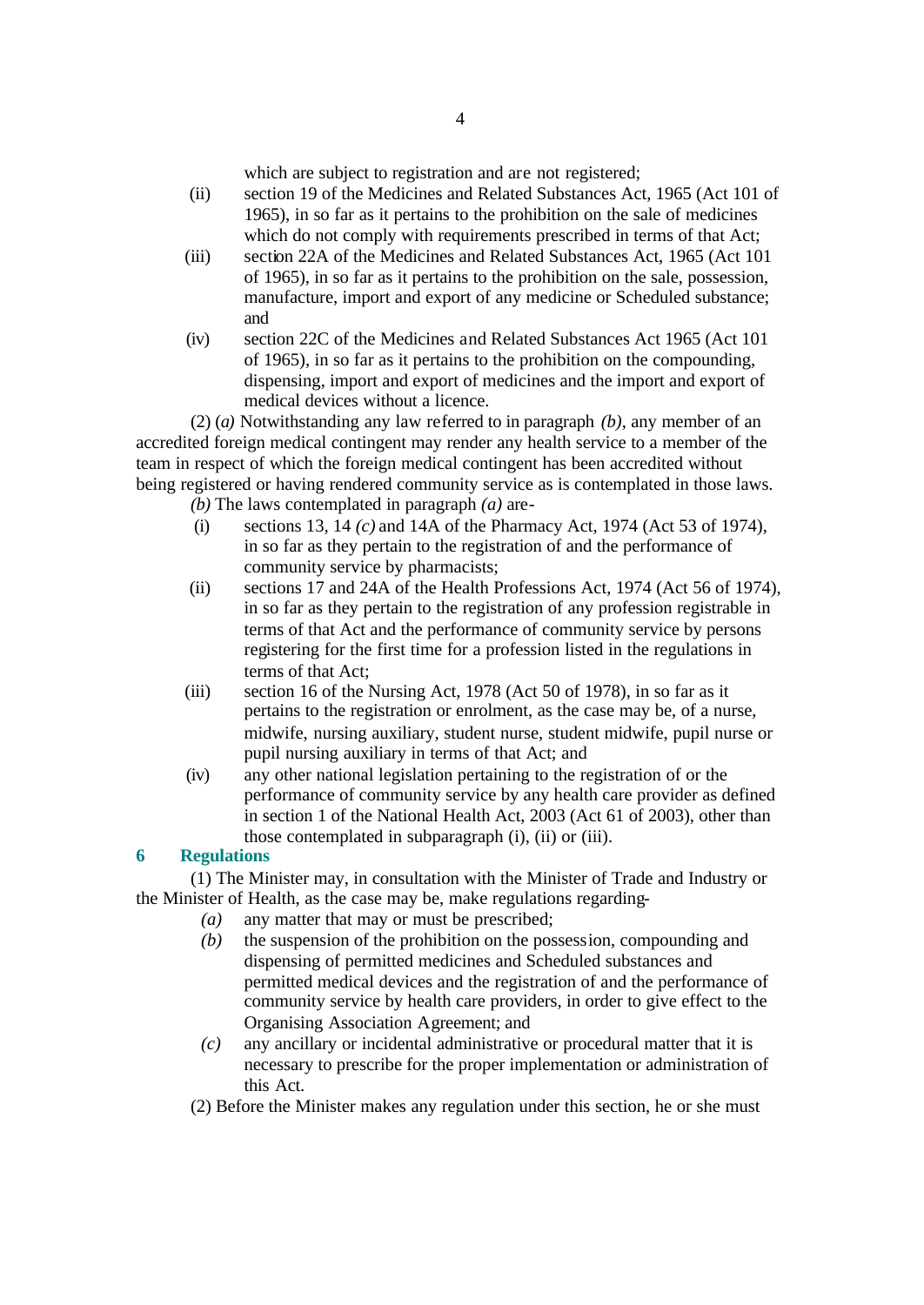which are subject to registration and are not registered;

(ii) section 19 of the Medicines and Related Substances Act, 1965 (Act 101 of 1965), in so far as it pertains to the prohibition on the sale of medicines which do not comply with requirements prescribed in terms of that Act;

(iii) section 22A of the Medicines and Related Substances Act, 1965 (Act 101 of 1965), in so far as it pertains to the prohibition on the sale, possession, manufacture, import and export of any medicine or Scheduled substance; and

(iv) section 22C of the Medicines and Related Substances Act 1965 (Act 101 of 1965), in so far as it pertains to the prohibition on the compounding, dispensing, import and export of medicines and the import and export of medical devices without a licence.

(2) (*a*) Notwithstanding any law referred to in paragraph *(b)*, any member of an accredited foreign medical contingent may render any health service to a member of the team in respect of which the foreign medical contingent has been accredited without being registered or having rendered community service as is contemplated in those laws.

*(b)* The laws contemplated in paragraph *(a)* are-

(i) sections 13, 14 *(c)* and 14A of the Pharmacy Act, 1974 (Act 53 of 1974), in so far as they pertain to the registration of and the performance of community service by pharmacists;

(ii) sections 17 and 24A of the Health Professions Act, 1974 (Act 56 of 1974), in so far as they pertain to the registration of any profession registrable in terms of that Act and the performance of community service by persons registering for the first time for a profession listed in the regulations in terms of that Act;

(iii) section 16 of the Nursing Act, 1978 (Act 50 of 1978), in so far as it pertains to the registration or enrolment, as the case may be, of a nurse, midwife, nursing auxiliary, student nurse, student midwife, pupil nurse or pupil nursing auxiliary in terms of that Act; and

(iv) any other national legislation pertaining to the registration of or the performance of community service by any health care provider as defined in section 1 of the National Health Act, 2003 (Act 61 of 2003), other than those contemplated in subparagraph (i), (ii) or (iii).

**6 Regulations**

(1) The Minister may, in consultation with the Minister of Trade and Industry or the Minister of Health, as the case may be, make regulations regarding-

*(a)* any matter that may or must be prescribed;

*(b)* the suspension of the prohibition on the possession, compounding and dispensing of permitted medicines and Scheduled substances and permitted medical devices and the registration of and the performance of community service by health care providers, in order to give effect to the Organising Association Agreement; and

*(c)* any ancillary or incidental administrative or procedural matter that it is necessary to prescribe for the proper implementation or administration of this Act.

(2) Before the Minister makes any regulation under this section, he or she must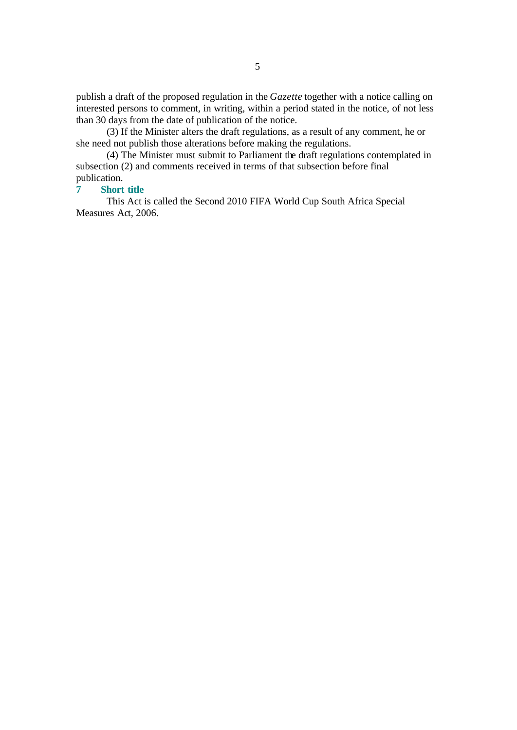publish a draft of the proposed regulation in the *Gazette* together with a notice calling on interested persons to comment, in writing, within a period stated in the notice, of not less than 30 days from the date of publication of the notice.

(3) If the Minister alters the draft regulations, as a result of any comment, he or she need not publish those alterations before making the regulations.

(4) The Minister must submit to Parliament the draft regulations contemplated in subsection (2) and comments received in terms of that subsection before final publication.

## 7 Short title

This Act is called the Second 2010 FIFA World Cup South Africa Special Measures Act, 2006.